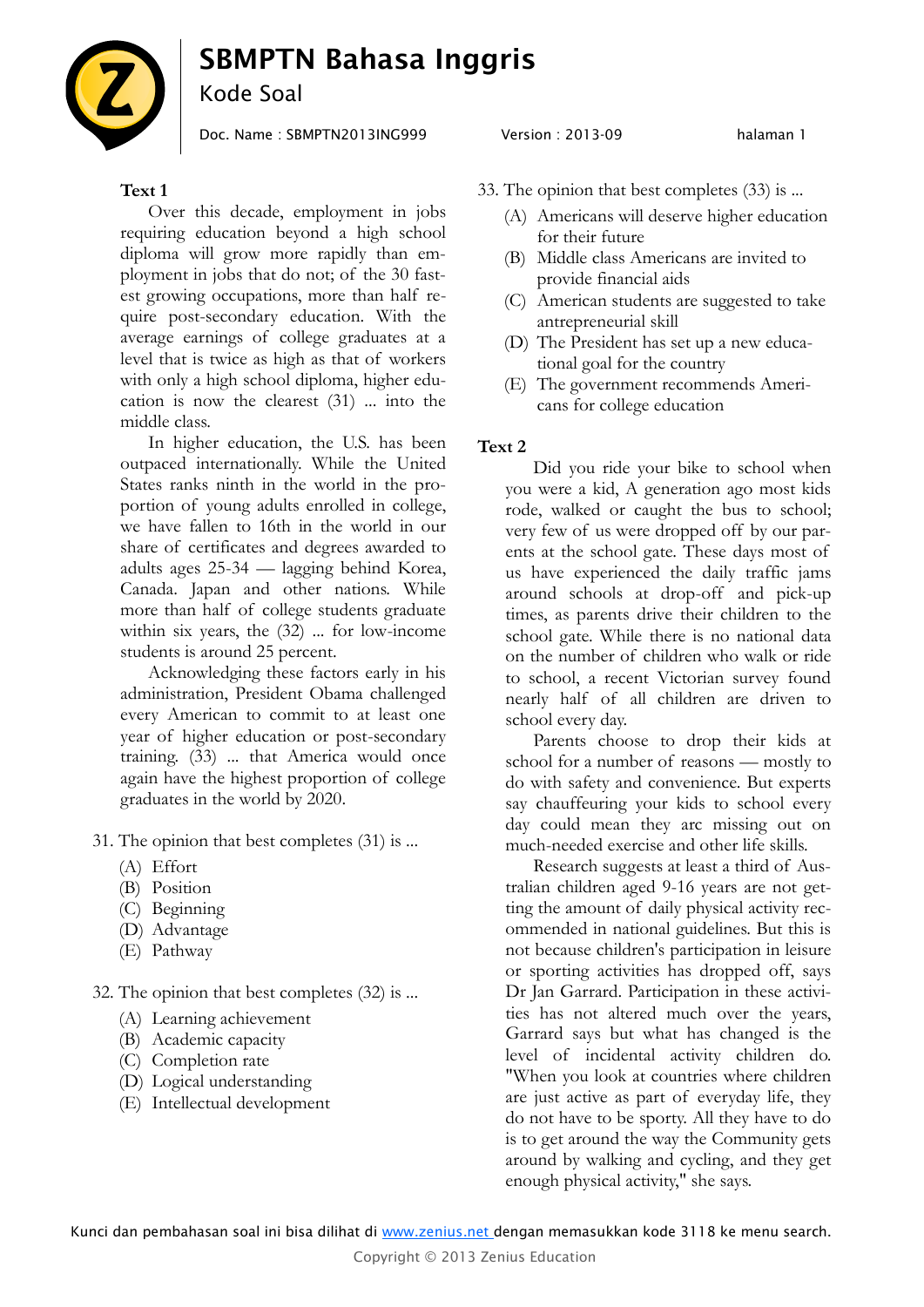# SBMPTN Bahasa Inggris

Kode Soal

Doc. Name : SBMPTN2013ING999 Version : 2013-09

**Text 1**

Over this decade, employment in jobs requiring education beyond a high school diploma will grow more rapidly than employment in jobs that do not; of the 30 fastest growing occupations, more than half require post-secondary education. With the average earnings of college graduates at a level that is twice as high as that of workers with only a high school diploma, higher education is now the clearest (31) ... into the middle class.

In higher education, the U.S. has been outpaced internationally. While the United States ranks ninth in the world in the proportion of young adults enrolled in college, we have fallen to 16th in the world in our share of certificates and degrees awarded to adults ages 25-34 — lagging behind Korea, Canada. Japan and other nations. While more than half of college students graduate within six years, the (32) ... for low-income students is around 25 percent.

Acknowledging these factors early in his administration, President Obama challenged every American to commit to at least one year of higher education or post-secondary training. (33) ... that America would once again have the highest proportion of college graduates in the world by 2020.

31. The opinion that best completes (31) is ...
    (A) Effort
    (B) Position
    (C) Beginning
    (D) Advantage
    (E) Pathway

32. The opinion that best completes (32) is ...
    (A) Learning achievement
    (B) Academic capacity
    (C) Completion rate
    (D) Logical understanding
    (E) Intellectual development

33. The opinion that best completes (33) is ...
    (A) Americans will deserve higher education for their future
    (B) Middle class Americans are invited to provide financial aids
    (C) American students are suggested to take antrepreneurial skill
    (D) The President has set up a new educational goal for the country
    (E) The government recommends Americans for college education

**Text 2**

Did you ride your bike to school when you were a kid, A generation ago most kids rode, walked or caught the bus to school; very few of us were dropped off by our parents at the school gate. These days most of us have experienced the daily traffic jams around schools at drop-off and pick-up times, as parents drive their children to the school gate. While there is no national data on the number of children who walk or ride to school, a recent Victorian survey found nearly half of all children are driven to school every day.

Parents choose to drop their kids at school for a number of reasons — mostly to do with safety and convenience. But experts say chauffeuring your kids to school every day could mean they arc missing out on much-needed exercise and other life skills.

Research suggests at least a third of Australian children aged 9-16 years are not getting the amount of daily physical activity recommended in national guidelines. But this is not because children's participation in leisure or sporting activities has dropped off, says Dr Jan Garrard. Participation in these activities has not altered much over the years, Garrard says but what has changed is the level of incidental activity children do. "When you look at countries where children are just active as part of everyday life, they do not have to be sporty. All they have to do is to get around the way the Community gets around by walking and cycling, and they get enough physical activity," she says.

Kunci dan pembahasan soal ini bisa dilihat di www.zenius.net dengan memasukkan kode 3118 ke menu search.

Copyright © 2013 Zenius Education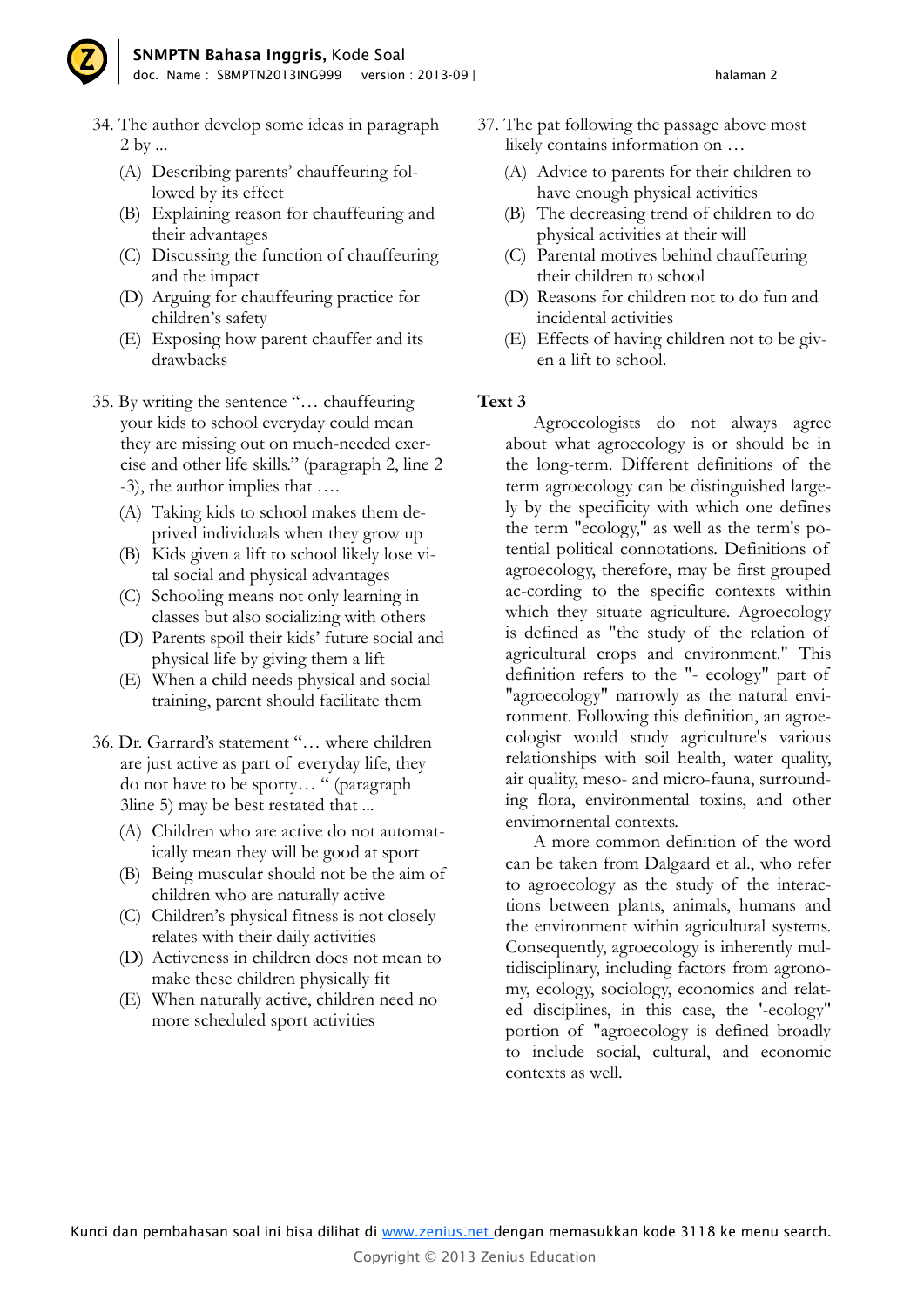34. The author develop some ideas in paragraph 2 by ...
    (A) Describing parents' chauffeuring followed by its effect
    (B) Explaining reason for chauffeuring and their advantages
    (C) Discussing the function of chauffeuring and the impact
    (D) Arguing for chauffeuring practice for children's safety
    (E) Exposing how parent chauffer and its drawbacks

35. By writing the sentence "… chauffeuring your kids to school everyday could mean they are missing out on much-needed exercise and other life skills." (paragraph 2, line 2 -3), the author implies that ….
    (A) Taking kids to school makes them deprived individuals when they grow up
    (B) Kids given a lift to school likely lose vital social and physical advantages
    (C) Schooling means not only learning in classes but also socializing with others
    (D) Parents spoil their kids' future social and physical life by giving them a lift
    (E) When a child needs physical and social training, parent should facilitate them

36. Dr. Garrard's statement "… where children are just active as part of everyday life, they do not have to be sporty… " (paragraph 3line 5) may be best restated that ...
    (A) Children who are active do not automatically mean they will be good at sport
    (B) Being muscular should not be the aim of children who are naturally active
    (C) Children's physical fitness is not closely relates with their daily activities
    (D) Activeness in children does not mean to make these children physically fit
    (E) When naturally active, children need no more scheduled sport activities

37. The pat following the passage above most likely contains information on …
    (A) Advice to parents for their children to have enough physical activities
    (B) The decreasing trend of children to do physical activities at their will
    (C) Parental motives behind chauffeuring their children to school
    (D) Reasons for children not to do fun and incidental activities
    (E) Effects of having children not to be given a lift to school.

**Text 3**

Agroecologists do not always agree about what agroecology is or should be in the long-term. Different definitions of the term agroecology can be distinguished largely by the specificity with which one defines the term "ecology," as well as the term's potential political connotations. Definitions of agroecology, therefore, may be first grouped ac-cording to the specific contexts within which they situate agriculture. Agroecology is defined as "the study of the relation of agricultural crops and environment." This definition refers to the "- ecology" part of "agroecology" narrowly as the natural environment. Following this definition, an agroecologist would study agriculture's various relationships with soil health, water quality, air quality, meso- and micro-fauna, surrounding flora, environmental toxins, and other envimornental contexts.

A more common definition of the word can be taken from Dalgaard et al., who refer to agroecology as the study of the interactions between plants, animals, humans and the environment within agricultural systems. Consequently, agroecology is inherently multidisciplinary, including factors from agronomy, ecology, sociology, economics and related disciplines, in this case, the '-ecology" portion of "agroecology is defined broadly to include social, cultural, and economic contexts as well.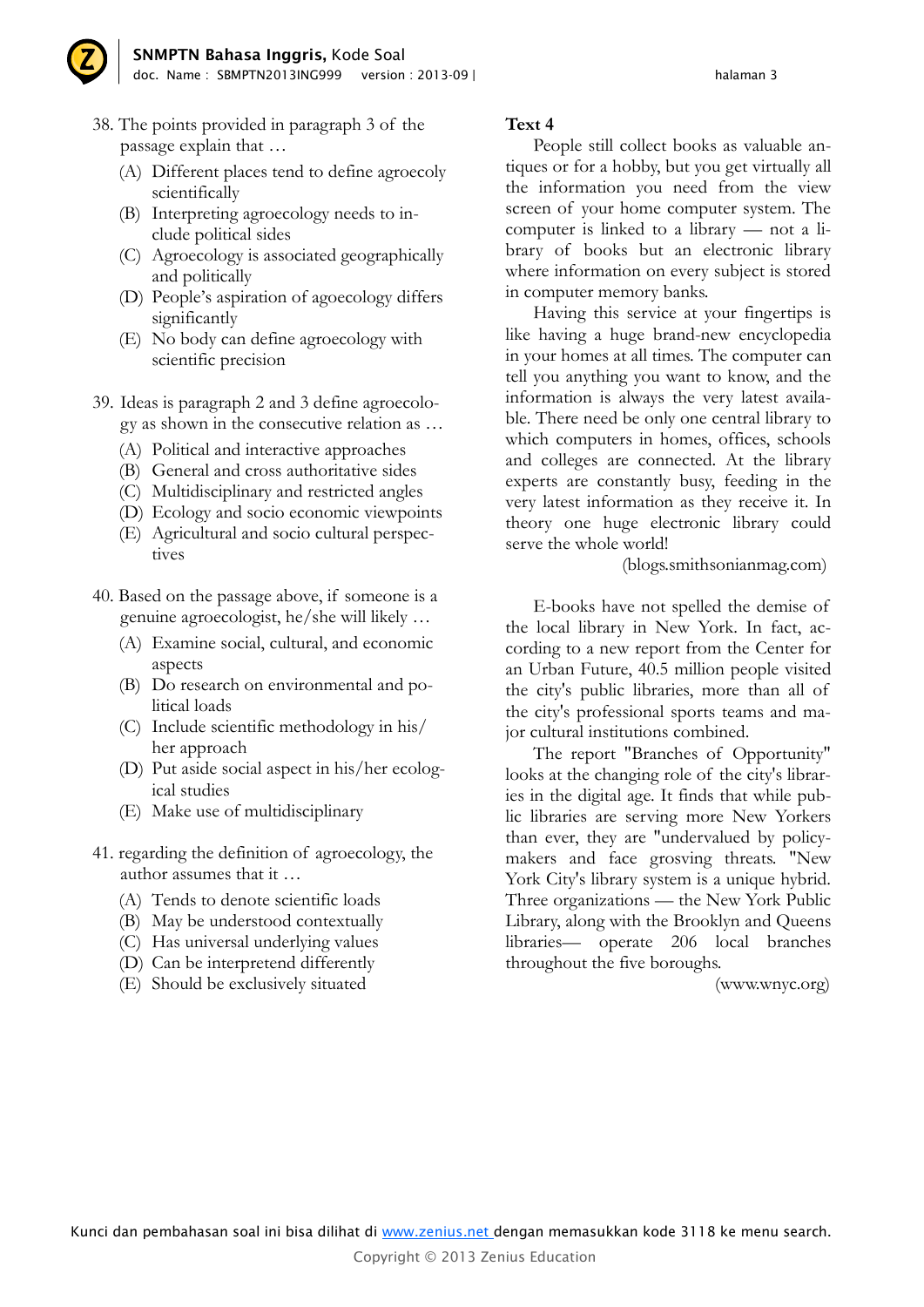38. The points provided in paragraph 3 of the passage explain that …
    (A) Different places tend to define agroecoly scientifically
    (B) Interpreting agroecology needs to include political sides
    (C) Agroecology is associated geographically and politically
    (D) People's aspiration of agoecology differs significantly
    (E) No body can define agroecology with scientific precision

39. Ideas is paragraph 2 and 3 define agroecology as shown in the consecutive relation as …
    (A) Political and interactive approaches
    (B) General and cross authoritative sides
    (C) Multidisciplinary and restricted angles
    (D) Ecology and socio economic viewpoints
    (E) Agricultural and socio cultural perspectives

40. Based on the passage above, if someone is a genuine agroecologist, he/she will likely …
    (A) Examine social, cultural, and economic aspects
    (B) Do research on environmental and political loads
    (C) Include scientific methodology in his/her approach
    (D) Put aside social aspect in his/her ecological studies
    (E) Make use of multidisciplinary

41. regarding the definition of agroecology, the author assumes that it …
    (A) Tends to denote scientific loads
    (B) May be understood contextually
    (C) Has universal underlying values
    (D) Can be interpretend differently
    (E) Should be exclusively situated

**Text 4**

People still collect books as valuable antiques or for a hobby, but you get virtually all the information you need from the view screen of your home computer system. The computer is linked to a library — not a library of books but an electronic library where information on every subject is stored in computer memory banks.

Having this service at your fingertips is like having a huge brand-new encyclopedia in your homes at all times. The computer can tell you anything you want to know, and the information is always the very latest available. There need be only one central library to which computers in homes, offices, schools and colleges are connected. At the library experts are constantly busy, feeding in the very latest information as they receive it. In theory one huge electronic library could serve the whole world!

(blogs.smithsonianmag.com)

E-books have not spelled the demise of the local library in New York. In fact, according to a new report from the Center for an Urban Future, 40.5 million people visited the city's public libraries, more than all of the city's professional sports teams and major cultural institutions combined.

The report "Branches of Opportunity" looks at the changing role of the city's libraries in the digital age. It finds that while public libraries are serving more New Yorkers than ever, they are "undervalued by policymakers and face grosving threats. "New York City's library system is a unique hybrid. Three organizations — the New York Public Library, along with the Brooklyn and Queens libraries— operate 206 local branches throughout the five boroughs.

(www.wnyc.org)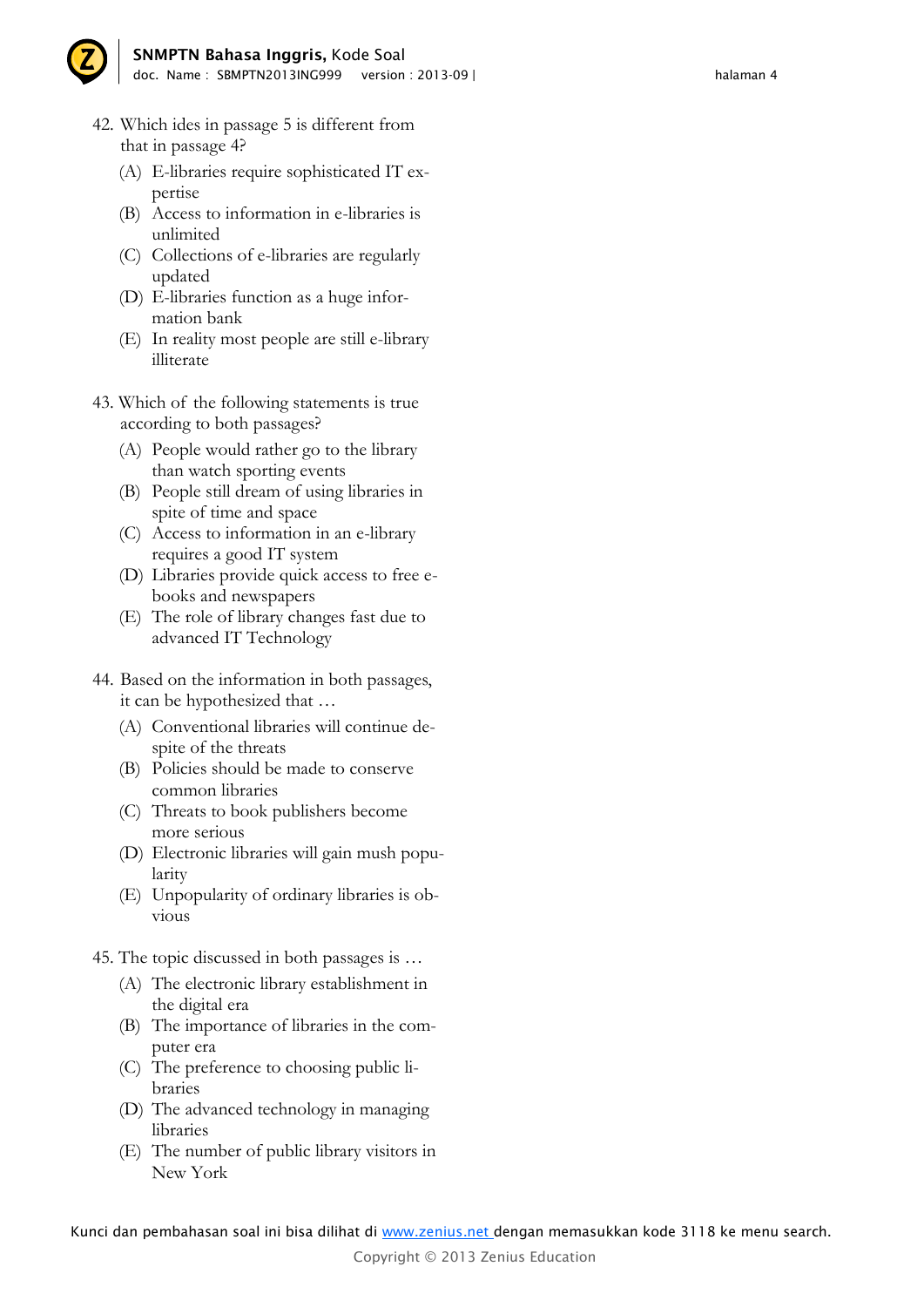42. Which ides in passage 5 is different from that in passage 4?
    (A) E-libraries require sophisticated IT expertise
    (B) Access to information in e-libraries is unlimited
    (C) Collections of e-libraries are regularly updated
    (D) E-libraries function as a huge information bank
    (E) In reality most people are still e-library illiterate

43. Which of the following statements is true according to both passages?
    (A) People would rather go to the library than watch sporting events
    (B) People still dream of using libraries in spite of time and space
    (C) Access to information in an e-library requires a good IT system
    (D) Libraries provide quick access to free e-books and newspapers
    (E) The role of library changes fast due to advanced IT Technology

44. Based on the information in both passages, it can be hypothesized that …
    (A) Conventional libraries will continue despite of the threats
    (B) Policies should be made to conserve common libraries
    (C) Threats to book publishers become more serious
    (D) Electronic libraries will gain mush popularity
    (E) Unpopularity of ordinary libraries is obvious

45. The topic discussed in both passages is …
    (A) The electronic library establishment in the digital era
    (B) The importance of libraries in the computer era
    (C) The preference to choosing public libraries
    (D) The advanced technology in managing libraries
    (E) The number of public library visitors in New York

Kunci dan pembahasan soal ini bisa dilihat di www.zenius.net dengan memasukkan kode 3118 ke menu search.